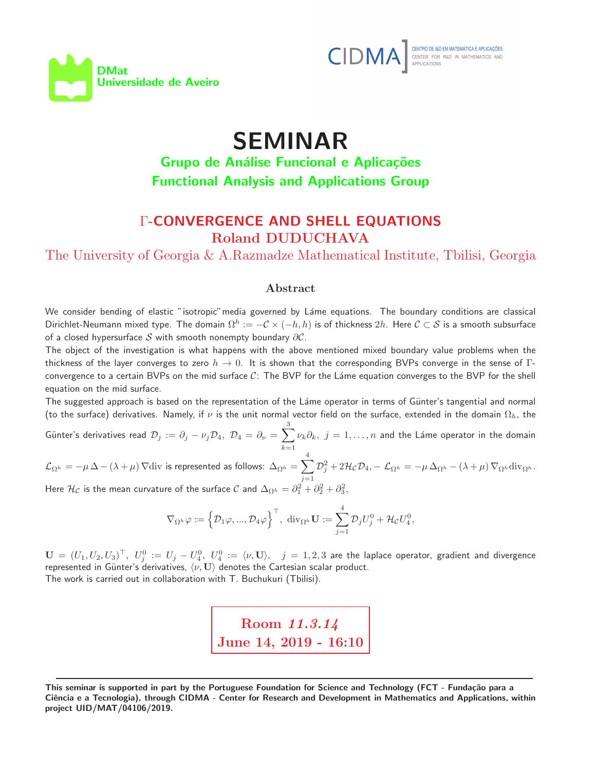DMat
Universidade de Aveiro

CIDMA — CENTRO DE I&D EM MATEMÁTICA E APLICAÇÕES
CENTER FOR R&D IN MATHEMATICS AND APPLICATIONS

# SEMINAR

## Grupo de Análise Funcional e Aplicações
## Functional Analysis and Applications Group

### Γ-CONVERGENCE AND SHELL EQUATIONS
### Roland DUDUCHAVA

The University of Georgia & A.Razmadze Mathematical Institute, Tbilisi, Georgia

### Abstract

We consider bending of elastic "isotropic" media governed by Láme equations. The boundary conditions are classical Dirichlet-Neumann mixed type. The domain $\Omega^h := -\mathcal{C} \times (-h, h)$ is of thickness $2h$. Here $\mathcal{C} \subset \mathcal{S}$ is a smooth subsurface of a closed hypersurface $\mathcal{S}$ with smooth nonempty boundary $\partial\mathcal{C}$.

The object of the investigation is what happens with the above mentioned mixed boundary value problems when the thickness of the layer converges to zero $h \to 0$. It is shown that the corresponding BVPs converge in the sense of Γ-convergence to a certain BVPs on the mid surface $\mathcal{C}$: The BVP for the Láme equation converges to the BVP for the shell equation on the mid surface.

The suggested approach is based on the representation of the Láme operator in terms of Günter's tangential and normal (to the surface) derivatives. Namely, if $\nu$ is the unit normal vector field on the surface, extended in the domain $\Omega_h$, the Günter's derivatives read $\mathcal{D}_j := \partial_j - \nu_j \mathcal{D}_4,\ \mathcal{D}_4 = \partial_\nu = \sum_{k=1}^{3} \nu_k \partial_k,\ j = 1, \ldots, n$ and the Láme operator in the domain $\mathcal{L}_{\Omega^h} = -\mu\,\Delta - (\lambda + \mu)\,\nabla \mathrm{div}$ is represented as follows: $\Delta_{\Omega^h} = \sum_{j=1}^{4} \mathcal{D}_j^2 + 2\mathcal{H}_\mathcal{C}\mathcal{D}_4, - \mathcal{L}_{\Omega^h} = -\mu\,\Delta_{\Omega^h} - (\lambda + \mu)\,\nabla_{\Omega^h} \mathrm{div}_{\Omega^h}$.
Here $\mathcal{H}_\mathcal{C}$ is the mean curvature of the surface $\mathcal{C}$ and $\Delta_{\Omega^h} = \partial_1^2 + \partial_2^2 + \partial_3^2$,

$$\nabla_{\Omega^h}\varphi := \left\{\mathcal{D}_1\varphi, ..., \mathcal{D}_4\varphi\right\}^\top,\ \mathrm{div}_{\Omega^h}\mathbf{U} := \sum_{j=1}^{4} \mathcal{D}_j U_j^0 + \mathcal{H}_\mathcal{C} U_4^0,$$

$\mathbf{U} = (U_1, U_2, U_3)^\top,\ U_j^0 := U_j - U_4^0,\ U_4^0 := \langle \nu, \mathbf{U} \rangle,\quad j = 1, 2, 3$ are the laplace operator, gradient and divergence represented in Günter's derivatives, $\langle \nu, \mathbf{U} \rangle$ denotes the Cartesian scalar product.
The work is carried out in collaboration with T. Buchukuri (Tbilisi).

**Room *11.3.14***
**June 14, 2019 - 16:10**

---

**This seminar is supported in part by the Portuguese Foundation for Science and Technology (FCT - Fundação para a Ciência e a Tecnologia), through CIDMA - Center for Research and Development in Mathematics and Applications, within project UID/MAT/04106/2019.**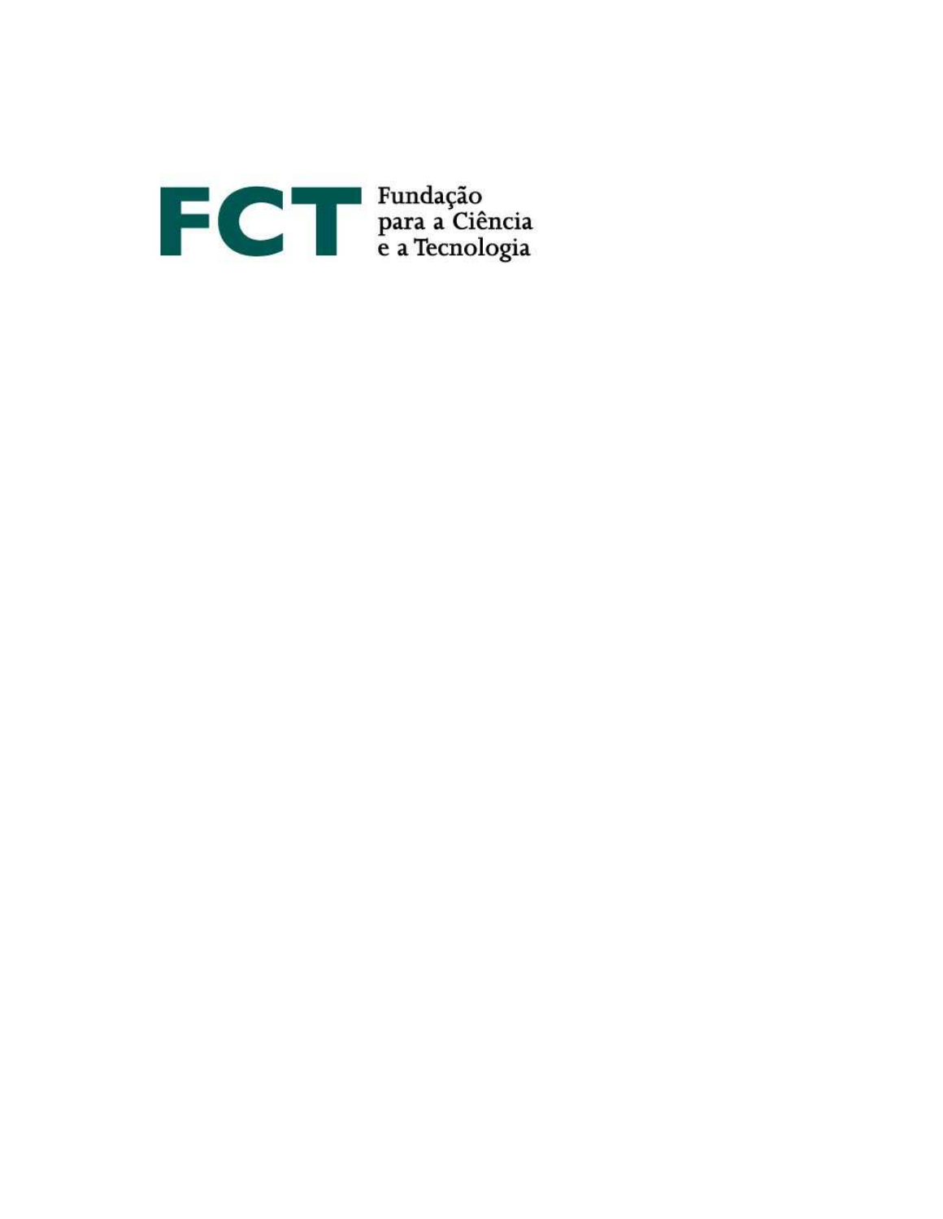FCT Fundação para a Ciência e a Tecnologia